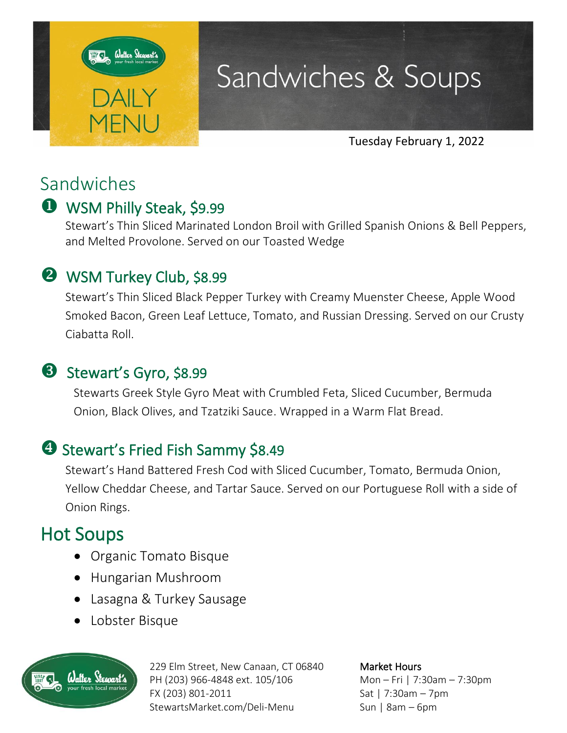Walter Stewart's your fresh local market

DAILY MENU

# Sandwiches & Soups

Tuesday February 1, 2022

## Sandwiches

### ❶ WSM Philly Steak, $9.99

Stewart's Thin Sliced Marinated London Broil with Grilled Spanish Onions & Bell Peppers, and Melted Provolone. Served on our Toasted Wedge

### ❷ WSM Turkey Club, $8.99

Stewart's Thin Sliced Black Pepper Turkey with Creamy Muenster Cheese, Apple Wood Smoked Bacon, Green Leaf Lettuce, Tomato, and Russian Dressing. Served on our Crusty Ciabatta Roll.

### ❸ Stewart's Gyro, $8.99

Stewarts Greek Style Gyro Meat with Crumbled Feta, Sliced Cucumber, Bermuda Onion, Black Olives, and Tzatziki Sauce. Wrapped in a Warm Flat Bread.

### ❹ Stewart's Fried Fish Sammy $8.49

Stewart's Hand Battered Fresh Cod with Sliced Cucumber, Tomato, Bermuda Onion, Yellow Cheddar Cheese, and Tartar Sauce. Served on our Portuguese Roll with a side of Onion Rings.

## Hot Soups

- Organic Tomato Bisque
- Hungarian Mushroom
- Lasagna & Turkey Sausage
- Lobster Bisque

Walter Stewart's your fresh local market

229 Elm Street, New Canaan, CT 06840
PH (203) 966-4848 ext. 105/106
FX (203) 801-2011
StewartsMarket.com/Deli-Menu

**Market Hours**
Mon – Fri | 7:30am – 7:30pm
Sat | 7:30am – 7pm
Sun | 8am – 6pm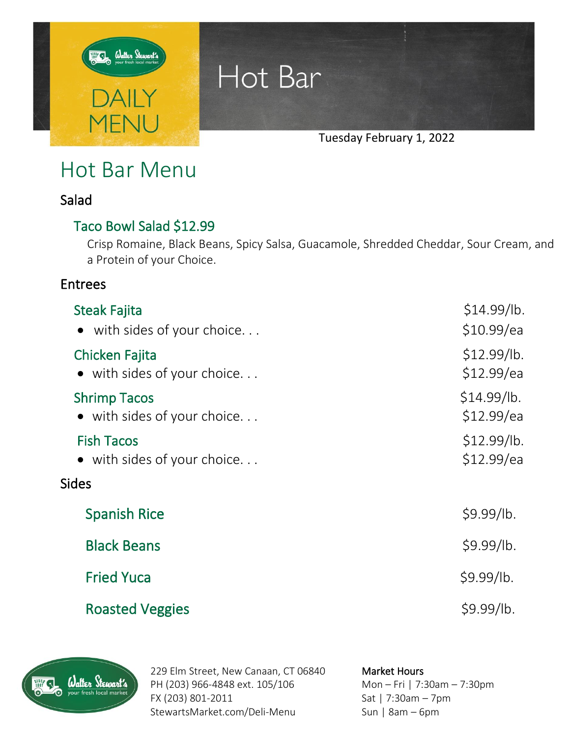DAILY MENU

# Hot Bar

Tuesday February 1, 2022

## Hot Bar Menu

### Salad

**Taco Bowl Salad $12.99**

Crisp Romaine, Black Beans, Spicy Salsa, Guacamole, Shredded Cheddar, Sour Cream, and a Protein of your Choice.

### Entrees

| | |
|---|---|
| **Steak Fajita** | $14.99/lb. |
| • with sides of your choice. . . | $10.99/ea |
| **Chicken Fajita** | $12.99/lb. |
| • with sides of your choice. . . | $12.99/ea |
| **Shrimp Tacos** | $14.99/lb. |
| • with sides of your choice. . . | $12.99/ea |
| **Fish Tacos** | $12.99/lb. |
| • with sides of your choice. . . | $12.99/ea |

### Sides

| | |
|---|---|
| **Spanish Rice** | $9.99/lb. |
| **Black Beans** | $9.99/lb. |
| **Fried Yuca** | $9.99/lb. |
| **Roasted Veggies** | $9.99/lb. |

229 Elm Street, New Canaan, CT 06840
PH (203) 966-4848 ext. 105/106
FX (203) 801-2011
StewartsMarket.com/Deli-Menu

**Market Hours**
Mon – Fri | 7:30am – 7:30pm
Sat | 7:30am – 7pm
Sun | 8am – 6pm